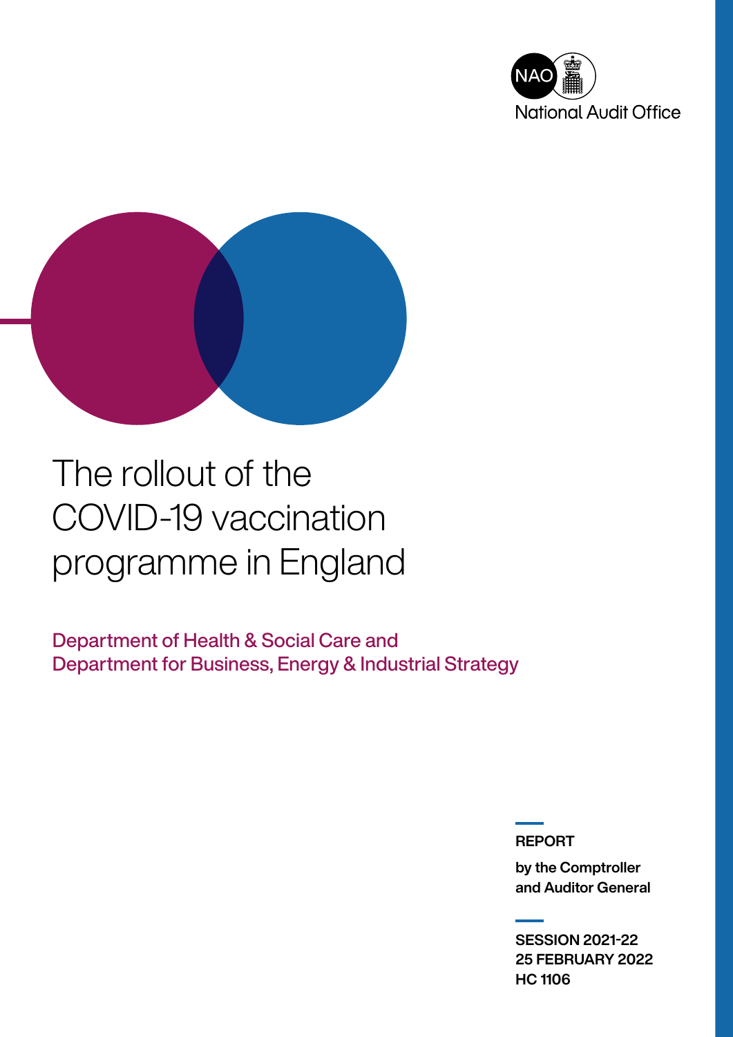National Audit Office

# The rollout of the COVID-19 vaccination programme in England

Department of Health & Social Care and Department for Business, Energy & Industrial Strategy

**REPORT**

**by the Comptroller and Auditor General**

**SESSION 2021-22**
**25 FEBRUARY 2022**
**HC 1106**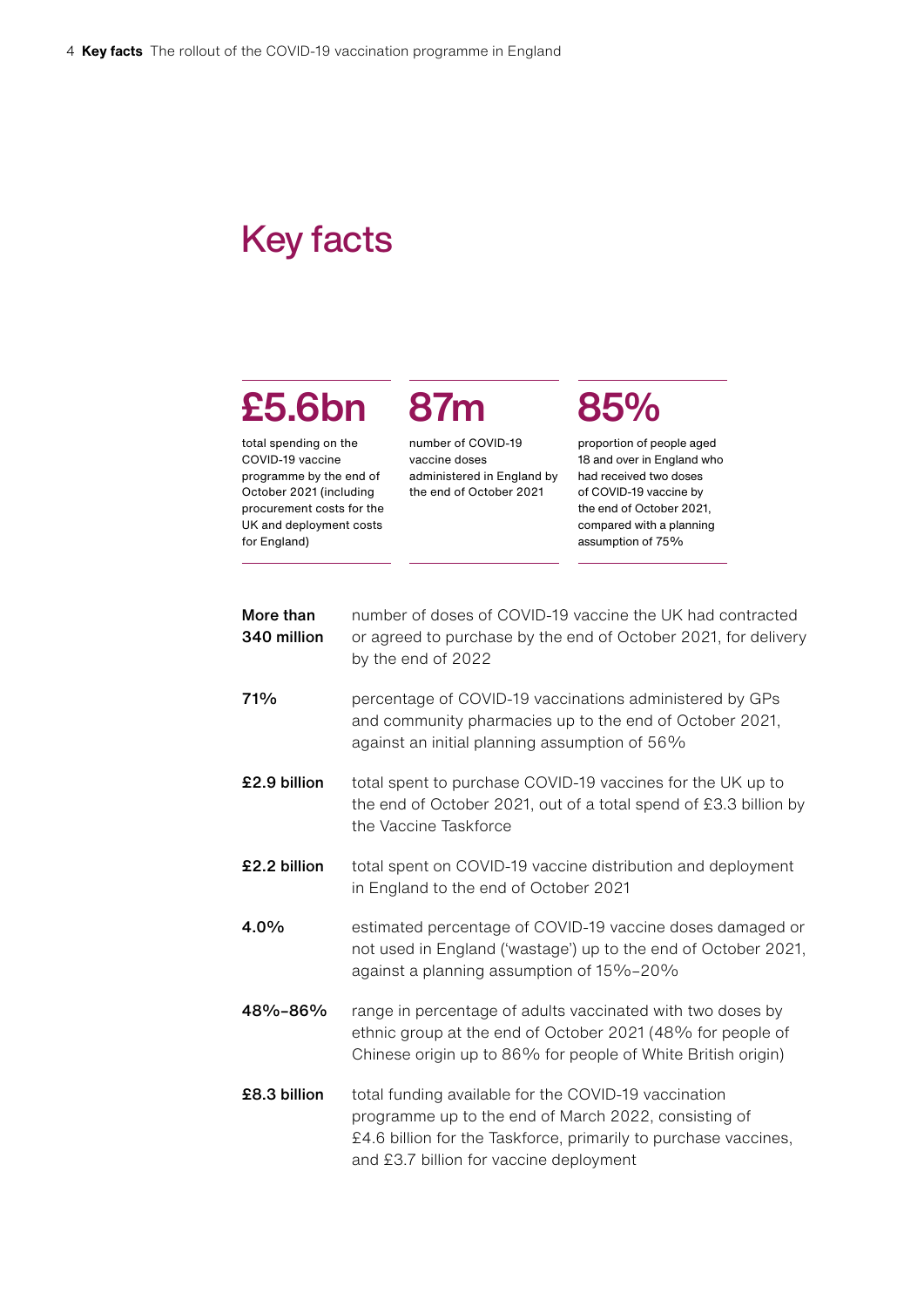# Key facts

**£5.6bn**

total spending on the COVID-19 vaccine programme by the end of October 2021 (including procurement costs for the UK and deployment costs for England)

**87m**

number of COVID-19 vaccine doses administered in England by the end of October 2021

**85%**

proportion of people aged 18 and over in England who had received two doses of COVID-19 vaccine by the end of October 2021, compared with a planning assumption of 75%

**More than 340 million** number of doses of COVID-19 vaccine the UK had contracted or agreed to purchase by the end of October 2021, for delivery by the end of 2022

**71%** percentage of COVID-19 vaccinations administered by GPs and community pharmacies up to the end of October 2021, against an initial planning assumption of 56%

**£2.9 billion** total spent to purchase COVID-19 vaccines for the UK up to the end of October 2021, out of a total spend of £3.3 billion by the Vaccine Taskforce

**£2.2 billion** total spent on COVID-19 vaccine distribution and deployment in England to the end of October 2021

**4.0%** estimated percentage of COVID-19 vaccine doses damaged or not used in England ('wastage') up to the end of October 2021, against a planning assumption of 15%–20%

**48%–86%** range in percentage of adults vaccinated with two doses by ethnic group at the end of October 2021 (48% for people of Chinese origin up to 86% for people of White British origin)

**£8.3 billion** total funding available for the COVID-19 vaccination programme up to the end of March 2022, consisting of £4.6 billion for the Taskforce, primarily to purchase vaccines, and £3.7 billion for vaccine deployment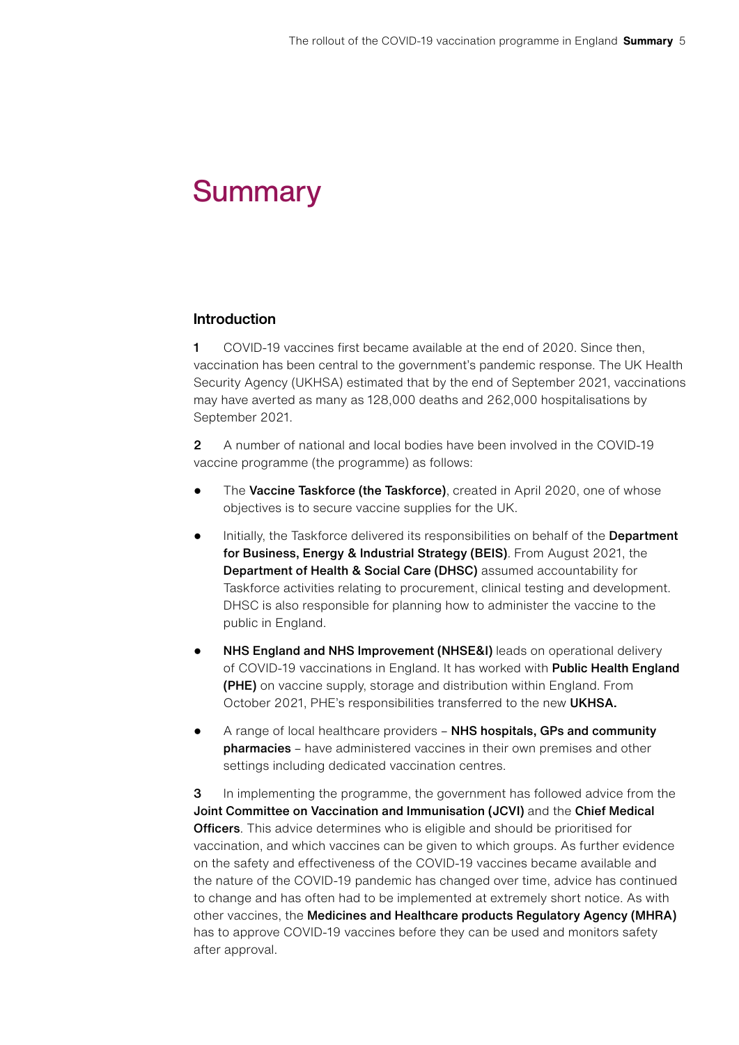# Summary

## Introduction

**1** COVID-19 vaccines first became available at the end of 2020. Since then, vaccination has been central to the government's pandemic response. The UK Health Security Agency (UKHSA) estimated that by the end of September 2021, vaccinations may have averted as many as 128,000 deaths and 262,000 hospitalisations by September 2021.

**2** A number of national and local bodies have been involved in the COVID-19 vaccine programme (the programme) as follows:

- The **Vaccine Taskforce (the Taskforce)**, created in April 2020, one of whose objectives is to secure vaccine supplies for the UK.
- Initially, the Taskforce delivered its responsibilities on behalf of the **Department for Business, Energy & Industrial Strategy (BEIS)**. From August 2021, the **Department of Health & Social Care (DHSC)** assumed accountability for Taskforce activities relating to procurement, clinical testing and development. DHSC is also responsible for planning how to administer the vaccine to the public in England.
- **NHS England and NHS Improvement (NHSE&I)** leads on operational delivery of COVID-19 vaccinations in England. It has worked with **Public Health England (PHE)** on vaccine supply, storage and distribution within England. From October 2021, PHE's responsibilities transferred to the new **UKHSA.**
- A range of local healthcare providers – **NHS hospitals, GPs and community pharmacies** – have administered vaccines in their own premises and other settings including dedicated vaccination centres.

**3** In implementing the programme, the government has followed advice from the **Joint Committee on Vaccination and Immunisation (JCVI)** and the **Chief Medical Officers**. This advice determines who is eligible and should be prioritised for vaccination, and which vaccines can be given to which groups. As further evidence on the safety and effectiveness of the COVID-19 vaccines became available and the nature of the COVID-19 pandemic has changed over time, advice has continued to change and has often had to be implemented at extremely short notice. As with other vaccines, the **Medicines and Healthcare products Regulatory Agency (MHRA)** has to approve COVID-19 vaccines before they can be used and monitors safety after approval.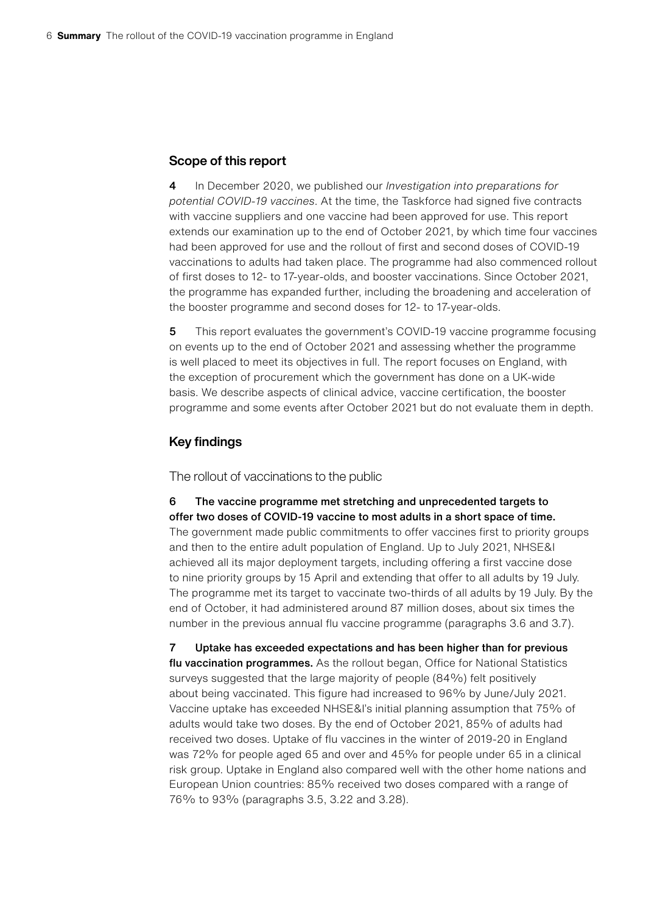## Scope of this report

**4** In December 2020, we published our *Investigation into preparations for potential COVID-19 vaccines*. At the time, the Taskforce had signed five contracts with vaccine suppliers and one vaccine had been approved for use. This report extends our examination up to the end of October 2021, by which time four vaccines had been approved for use and the rollout of first and second doses of COVID-19 vaccinations to adults had taken place. The programme had also commenced rollout of first doses to 12- to 17-year-olds, and booster vaccinations. Since October 2021, the programme has expanded further, including the broadening and acceleration of the booster programme and second doses for 12- to 17-year-olds.

**5** This report evaluates the government's COVID-19 vaccine programme focusing on events up to the end of October 2021 and assessing whether the programme is well placed to meet its objectives in full. The report focuses on England, with the exception of procurement which the government has done on a UK-wide basis. We describe aspects of clinical advice, vaccine certification, the booster programme and some events after October 2021 but do not evaluate them in depth.

## Key findings

### The rollout of vaccinations to the public

**6 The vaccine programme met stretching and unprecedented targets to offer two doses of COVID-19 vaccine to most adults in a short space of time.** The government made public commitments to offer vaccines first to priority groups and then to the entire adult population of England. Up to July 2021, NHSE&I achieved all its major deployment targets, including offering a first vaccine dose to nine priority groups by 15 April and extending that offer to all adults by 19 July. The programme met its target to vaccinate two-thirds of all adults by 19 July. By the end of October, it had administered around 87 million doses, about six times the number in the previous annual flu vaccine programme (paragraphs 3.6 and 3.7).

**7 Uptake has exceeded expectations and has been higher than for previous flu vaccination programmes.** As the rollout began, Office for National Statistics surveys suggested that the large majority of people (84%) felt positively about being vaccinated. This figure had increased to 96% by June/July 2021. Vaccine uptake has exceeded NHSE&I's initial planning assumption that 75% of adults would take two doses. By the end of October 2021, 85% of adults had received two doses. Uptake of flu vaccines in the winter of 2019-20 in England was 72% for people aged 65 and over and 45% for people under 65 in a clinical risk group. Uptake in England also compared well with the other home nations and European Union countries: 85% received two doses compared with a range of 76% to 93% (paragraphs 3.5, 3.22 and 3.28).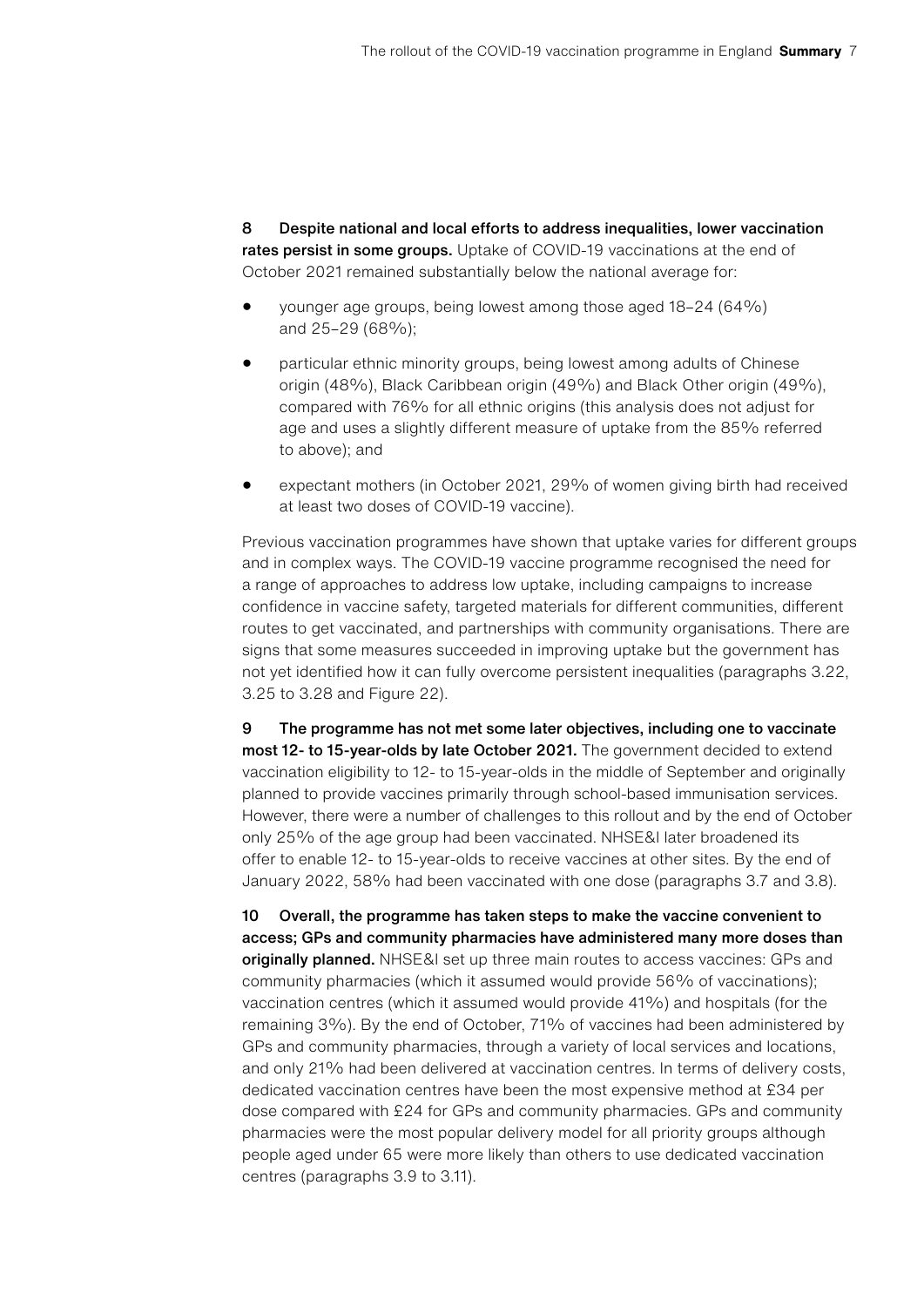**8 Despite national and local efforts to address inequalities, lower vaccination rates persist in some groups.** Uptake of COVID-19 vaccinations at the end of October 2021 remained substantially below the national average for:

- younger age groups, being lowest among those aged 18–24 (64%) and 25–29 (68%);
- particular ethnic minority groups, being lowest among adults of Chinese origin (48%), Black Caribbean origin (49%) and Black Other origin (49%), compared with 76% for all ethnic origins (this analysis does not adjust for age and uses a slightly different measure of uptake from the 85% referred to above); and
- expectant mothers (in October 2021, 29% of women giving birth had received at least two doses of COVID-19 vaccine).

Previous vaccination programmes have shown that uptake varies for different groups and in complex ways. The COVID-19 vaccine programme recognised the need for a range of approaches to address low uptake, including campaigns to increase confidence in vaccine safety, targeted materials for different communities, different routes to get vaccinated, and partnerships with community organisations. There are signs that some measures succeeded in improving uptake but the government has not yet identified how it can fully overcome persistent inequalities (paragraphs 3.22, 3.25 to 3.28 and Figure 22).

**9 The programme has not met some later objectives, including one to vaccinate most 12- to 15-year-olds by late October 2021.** The government decided to extend vaccination eligibility to 12- to 15-year-olds in the middle of September and originally planned to provide vaccines primarily through school-based immunisation services. However, there were a number of challenges to this rollout and by the end of October only 25% of the age group had been vaccinated. NHSE&I later broadened its offer to enable 12- to 15-year-olds to receive vaccines at other sites. By the end of January 2022, 58% had been vaccinated with one dose (paragraphs 3.7 and 3.8).

**10 Overall, the programme has taken steps to make the vaccine convenient to access; GPs and community pharmacies have administered many more doses than originally planned.** NHSE&I set up three main routes to access vaccines: GPs and community pharmacies (which it assumed would provide 56% of vaccinations); vaccination centres (which it assumed would provide 41%) and hospitals (for the remaining 3%). By the end of October, 71% of vaccines had been administered by GPs and community pharmacies, through a variety of local services and locations, and only 21% had been delivered at vaccination centres. In terms of delivery costs, dedicated vaccination centres have been the most expensive method at £34 per dose compared with £24 for GPs and community pharmacies. GPs and community pharmacies were the most popular delivery model for all priority groups although people aged under 65 were more likely than others to use dedicated vaccination centres (paragraphs 3.9 to 3.11).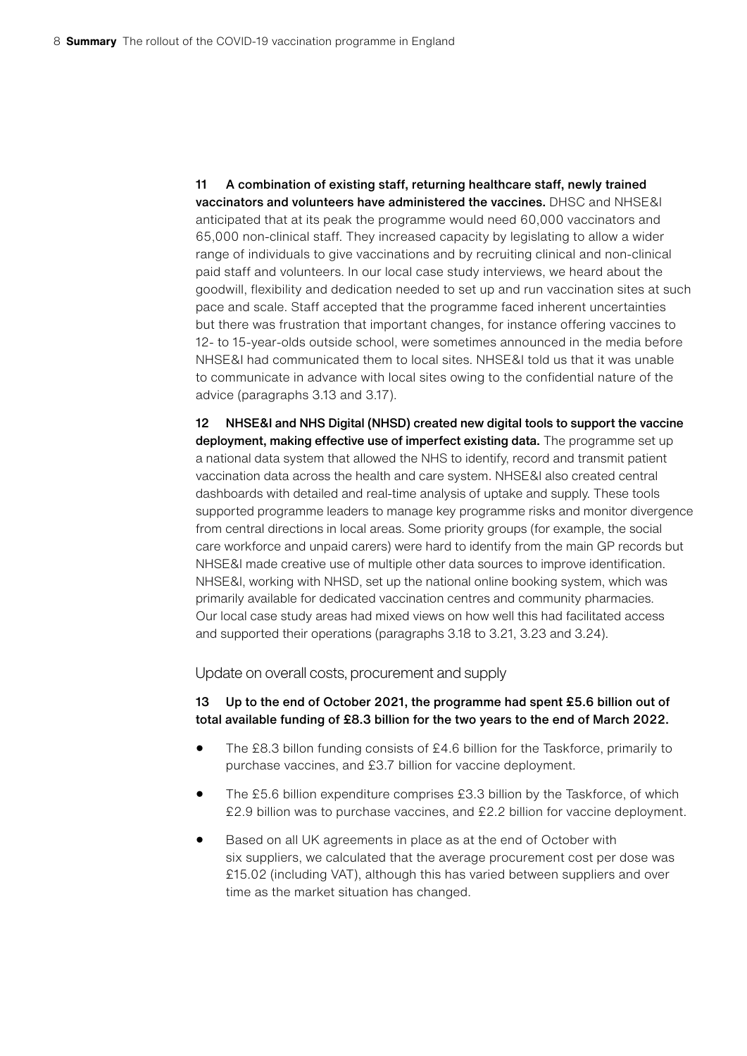**11 A combination of existing staff, returning healthcare staff, newly trained vaccinators and volunteers have administered the vaccines.** DHSC and NHSE&I anticipated that at its peak the programme would need 60,000 vaccinators and 65,000 non-clinical staff. They increased capacity by legislating to allow a wider range of individuals to give vaccinations and by recruiting clinical and non-clinical paid staff and volunteers. In our local case study interviews, we heard about the goodwill, flexibility and dedication needed to set up and run vaccination sites at such pace and scale. Staff accepted that the programme faced inherent uncertainties but there was frustration that important changes, for instance offering vaccines to 12- to 15-year-olds outside school, were sometimes announced in the media before NHSE&I had communicated them to local sites. NHSE&I told us that it was unable to communicate in advance with local sites owing to the confidential nature of the advice (paragraphs 3.13 and 3.17).

**12 NHSE&I and NHS Digital (NHSD) created new digital tools to support the vaccine deployment, making effective use of imperfect existing data.** The programme set up a national data system that allowed the NHS to identify, record and transmit patient vaccination data across the health and care system. NHSE&I also created central dashboards with detailed and real-time analysis of uptake and supply. These tools supported programme leaders to manage key programme risks and monitor divergence from central directions in local areas. Some priority groups (for example, the social care workforce and unpaid carers) were hard to identify from the main GP records but NHSE&I made creative use of multiple other data sources to improve identification. NHSE&I, working with NHSD, set up the national online booking system, which was primarily available for dedicated vaccination centres and community pharmacies. Our local case study areas had mixed views on how well this had facilitated access and supported their operations (paragraphs 3.18 to 3.21, 3.23 and 3.24).

## Update on overall costs, procurement and supply

**13 Up to the end of October 2021, the programme had spent £5.6 billion out of total available funding of £8.3 billion for the two years to the end of March 2022.**

- The £8.3 billon funding consists of £4.6 billion for the Taskforce, primarily to purchase vaccines, and £3.7 billion for vaccine deployment.
- The £5.6 billion expenditure comprises £3.3 billion by the Taskforce, of which £2.9 billion was to purchase vaccines, and £2.2 billion for vaccine deployment.
- Based on all UK agreements in place as at the end of October with six suppliers, we calculated that the average procurement cost per dose was £15.02 (including VAT), although this has varied between suppliers and over time as the market situation has changed.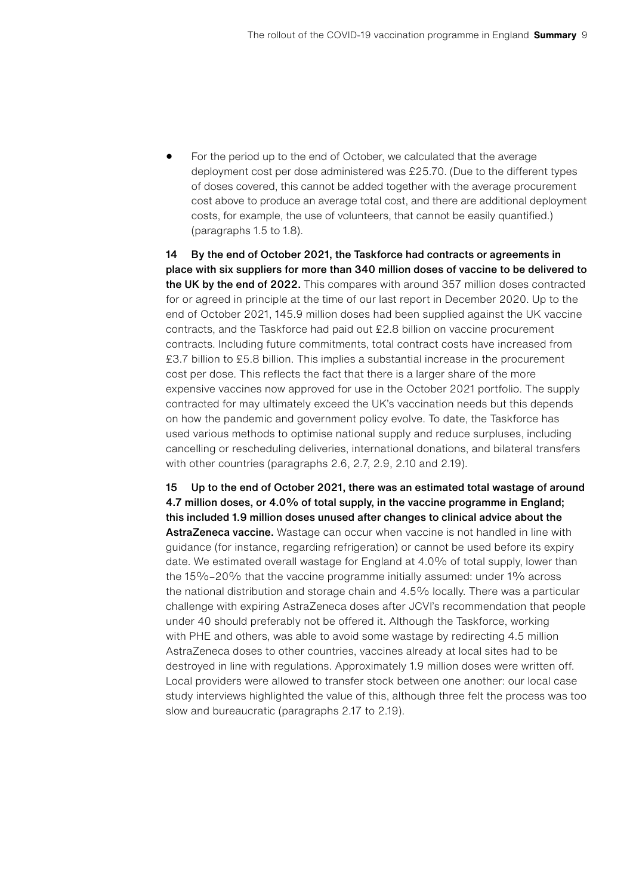- For the period up to the end of October, we calculated that the average deployment cost per dose administered was £25.70. (Due to the different types of doses covered, this cannot be added together with the average procurement cost above to produce an average total cost, and there are additional deployment costs, for example, the use of volunteers, that cannot be easily quantified.) (paragraphs 1.5 to 1.8).

**14 By the end of October 2021, the Taskforce had contracts or agreements in place with six suppliers for more than 340 million doses of vaccine to be delivered to the UK by the end of 2022.** This compares with around 357 million doses contracted for or agreed in principle at the time of our last report in December 2020. Up to the end of October 2021, 145.9 million doses had been supplied against the UK vaccine contracts, and the Taskforce had paid out £2.8 billion on vaccine procurement contracts. Including future commitments, total contract costs have increased from £3.7 billion to £5.8 billion. This implies a substantial increase in the procurement cost per dose. This reflects the fact that there is a larger share of the more expensive vaccines now approved for use in the October 2021 portfolio. The supply contracted for may ultimately exceed the UK's vaccination needs but this depends on how the pandemic and government policy evolve. To date, the Taskforce has used various methods to optimise national supply and reduce surpluses, including cancelling or rescheduling deliveries, international donations, and bilateral transfers with other countries (paragraphs 2.6, 2.7, 2.9, 2.10 and 2.19).

**15 Up to the end of October 2021, there was an estimated total wastage of around 4.7 million doses, or 4.0% of total supply, in the vaccine programme in England; this included 1.9 million doses unused after changes to clinical advice about the AstraZeneca vaccine.** Wastage can occur when vaccine is not handled in line with guidance (for instance, regarding refrigeration) or cannot be used before its expiry date. We estimated overall wastage for England at 4.0% of total supply, lower than the 15%–20% that the vaccine programme initially assumed: under 1% across the national distribution and storage chain and 4.5% locally. There was a particular challenge with expiring AstraZeneca doses after JCVI's recommendation that people under 40 should preferably not be offered it. Although the Taskforce, working with PHE and others, was able to avoid some wastage by redirecting 4.5 million AstraZeneca doses to other countries, vaccines already at local sites had to be destroyed in line with regulations. Approximately 1.9 million doses were written off. Local providers were allowed to transfer stock between one another: our local case study interviews highlighted the value of this, although three felt the process was too slow and bureaucratic (paragraphs 2.17 to 2.19).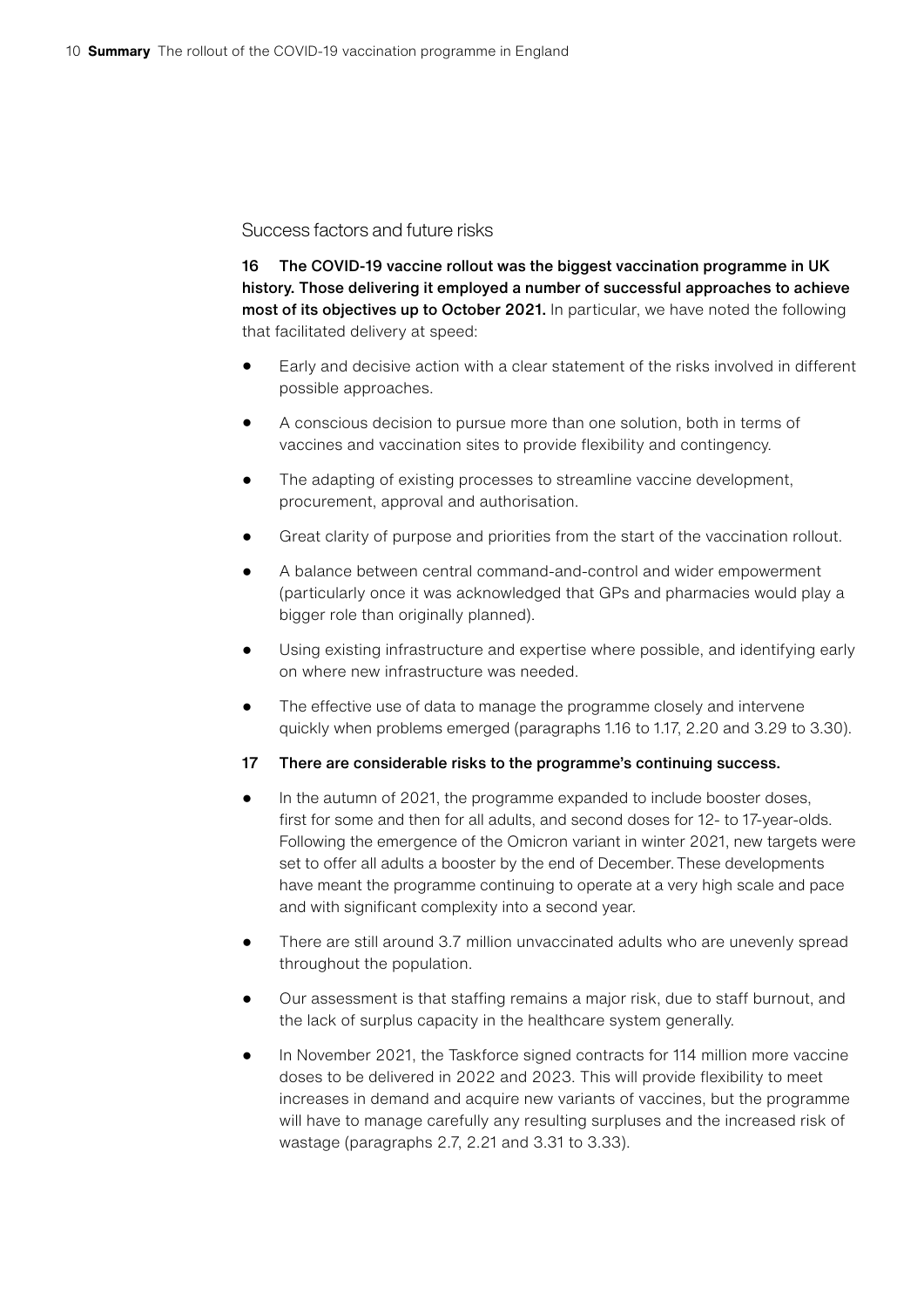## Success factors and future risks

**16 The COVID-19 vaccine rollout was the biggest vaccination programme in UK history. Those delivering it employed a number of successful approaches to achieve most of its objectives up to October 2021.** In particular, we have noted the following that facilitated delivery at speed:

- Early and decisive action with a clear statement of the risks involved in different possible approaches.
- A conscious decision to pursue more than one solution, both in terms of vaccines and vaccination sites to provide flexibility and contingency.
- The adapting of existing processes to streamline vaccine development, procurement, approval and authorisation.
- Great clarity of purpose and priorities from the start of the vaccination rollout.
- A balance between central command-and-control and wider empowerment (particularly once it was acknowledged that GPs and pharmacies would play a bigger role than originally planned).
- Using existing infrastructure and expertise where possible, and identifying early on where new infrastructure was needed.
- The effective use of data to manage the programme closely and intervene quickly when problems emerged (paragraphs 1.16 to 1.17, 2.20 and 3.29 to 3.30).

**17 There are considerable risks to the programme's continuing success.**

- In the autumn of 2021, the programme expanded to include booster doses, first for some and then for all adults, and second doses for 12- to 17-year-olds. Following the emergence of the Omicron variant in winter 2021, new targets were set to offer all adults a booster by the end of December. These developments have meant the programme continuing to operate at a very high scale and pace and with significant complexity into a second year.
- There are still around 3.7 million unvaccinated adults who are unevenly spread throughout the population.
- Our assessment is that staffing remains a major risk, due to staff burnout, and the lack of surplus capacity in the healthcare system generally.
- In November 2021, the Taskforce signed contracts for 114 million more vaccine doses to be delivered in 2022 and 2023. This will provide flexibility to meet increases in demand and acquire new variants of vaccines, but the programme will have to manage carefully any resulting surpluses and the increased risk of wastage (paragraphs 2.7, 2.21 and 3.31 to 3.33).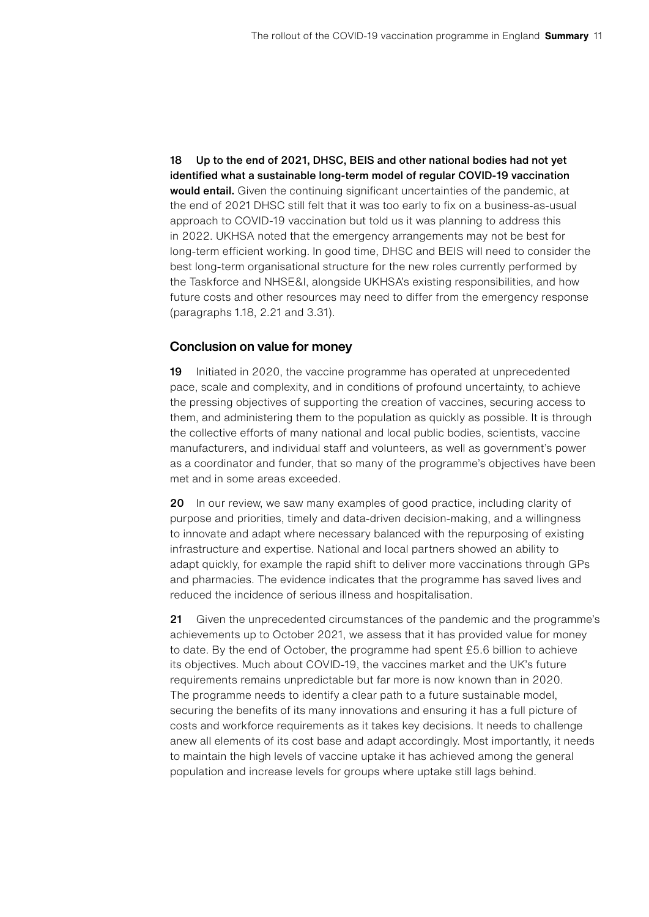**18 Up to the end of 2021, DHSC, BEIS and other national bodies had not yet identified what a sustainable long-term model of regular COVID-19 vaccination would entail.** Given the continuing significant uncertainties of the pandemic, at the end of 2021 DHSC still felt that it was too early to fix on a business-as-usual approach to COVID-19 vaccination but told us it was planning to address this in 2022. UKHSA noted that the emergency arrangements may not be best for long-term efficient working. In good time, DHSC and BEIS will need to consider the best long-term organisational structure for the new roles currently performed by the Taskforce and NHSE&I, alongside UKHSA's existing responsibilities, and how future costs and other resources may need to differ from the emergency response (paragraphs 1.18, 2.21 and 3.31).

## Conclusion on value for money

**19** Initiated in 2020, the vaccine programme has operated at unprecedented pace, scale and complexity, and in conditions of profound uncertainty, to achieve the pressing objectives of supporting the creation of vaccines, securing access to them, and administering them to the population as quickly as possible. It is through the collective efforts of many national and local public bodies, scientists, vaccine manufacturers, and individual staff and volunteers, as well as government's power as a coordinator and funder, that so many of the programme's objectives have been met and in some areas exceeded.

**20** In our review, we saw many examples of good practice, including clarity of purpose and priorities, timely and data-driven decision-making, and a willingness to innovate and adapt where necessary balanced with the repurposing of existing infrastructure and expertise. National and local partners showed an ability to adapt quickly, for example the rapid shift to deliver more vaccinations through GPs and pharmacies. The evidence indicates that the programme has saved lives and reduced the incidence of serious illness and hospitalisation.

**21** Given the unprecedented circumstances of the pandemic and the programme's achievements up to October 2021, we assess that it has provided value for money to date. By the end of October, the programme had spent £5.6 billion to achieve its objectives. Much about COVID-19, the vaccines market and the UK's future requirements remains unpredictable but far more is now known than in 2020. The programme needs to identify a clear path to a future sustainable model, securing the benefits of its many innovations and ensuring it has a full picture of costs and workforce requirements as it takes key decisions. It needs to challenge anew all elements of its cost base and adapt accordingly. Most importantly, it needs to maintain the high levels of vaccine uptake it has achieved among the general population and increase levels for groups where uptake still lags behind.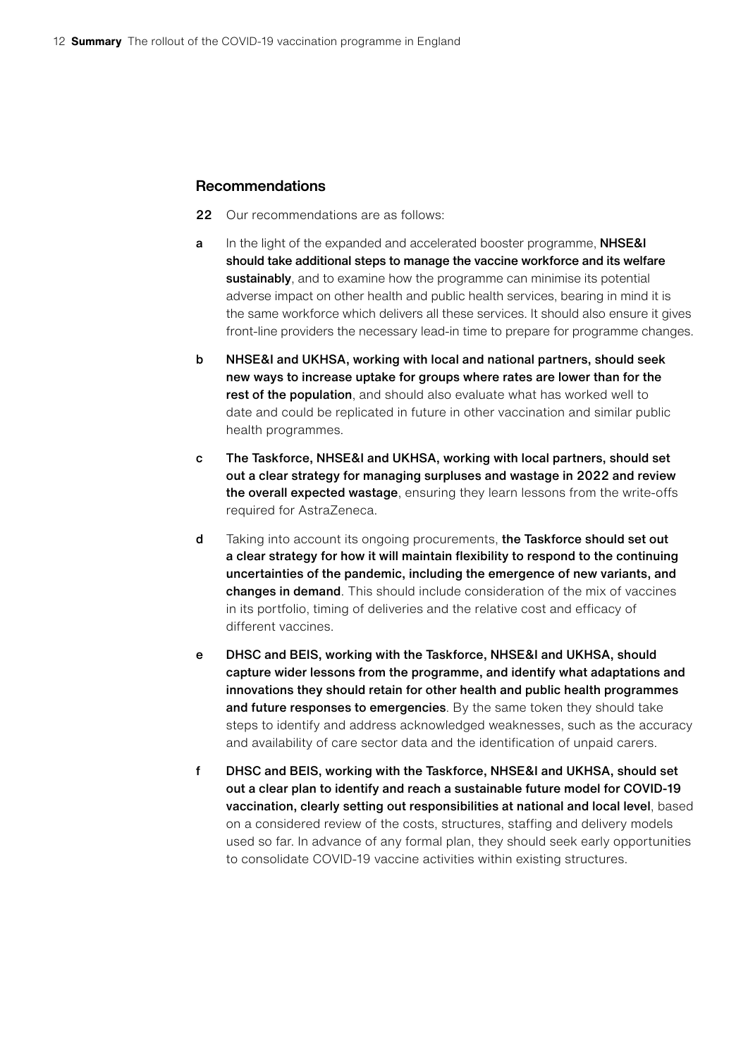## Recommendations

**22** Our recommendations are as follows:

**a** In the light of the expanded and accelerated booster programme, **NHSE&I should take additional steps to manage the vaccine workforce and its welfare sustainably**, and to examine how the programme can minimise its potential adverse impact on other health and public health services, bearing in mind it is the same workforce which delivers all these services. It should also ensure it gives front-line providers the necessary lead-in time to prepare for programme changes.

**b** **NHSE&I and UKHSA, working with local and national partners, should seek new ways to increase uptake for groups where rates are lower than for the rest of the population**, and should also evaluate what has worked well to date and could be replicated in future in other vaccination and similar public health programmes.

**c** **The Taskforce, NHSE&I and UKHSA, working with local partners, should set out a clear strategy for managing surpluses and wastage in 2022 and review the overall expected wastage**, ensuring they learn lessons from the write-offs required for AstraZeneca.

**d** Taking into account its ongoing procurements, **the Taskforce should set out a clear strategy for how it will maintain flexibility to respond to the continuing uncertainties of the pandemic, including the emergence of new variants, and changes in demand**. This should include consideration of the mix of vaccines in its portfolio, timing of deliveries and the relative cost and efficacy of different vaccines.

**e** **DHSC and BEIS, working with the Taskforce, NHSE&I and UKHSA, should capture wider lessons from the programme, and identify what adaptations and innovations they should retain for other health and public health programmes and future responses to emergencies**. By the same token they should take steps to identify and address acknowledged weaknesses, such as the accuracy and availability of care sector data and the identification of unpaid carers.

**f** **DHSC and BEIS, working with the Taskforce, NHSE&I and UKHSA, should set out a clear plan to identify and reach a sustainable future model for COVID-19 vaccination, clearly setting out responsibilities at national and local level**, based on a considered review of the costs, structures, staffing and delivery models used so far. In advance of any formal plan, they should seek early opportunities to consolidate COVID-19 vaccine activities within existing structures.